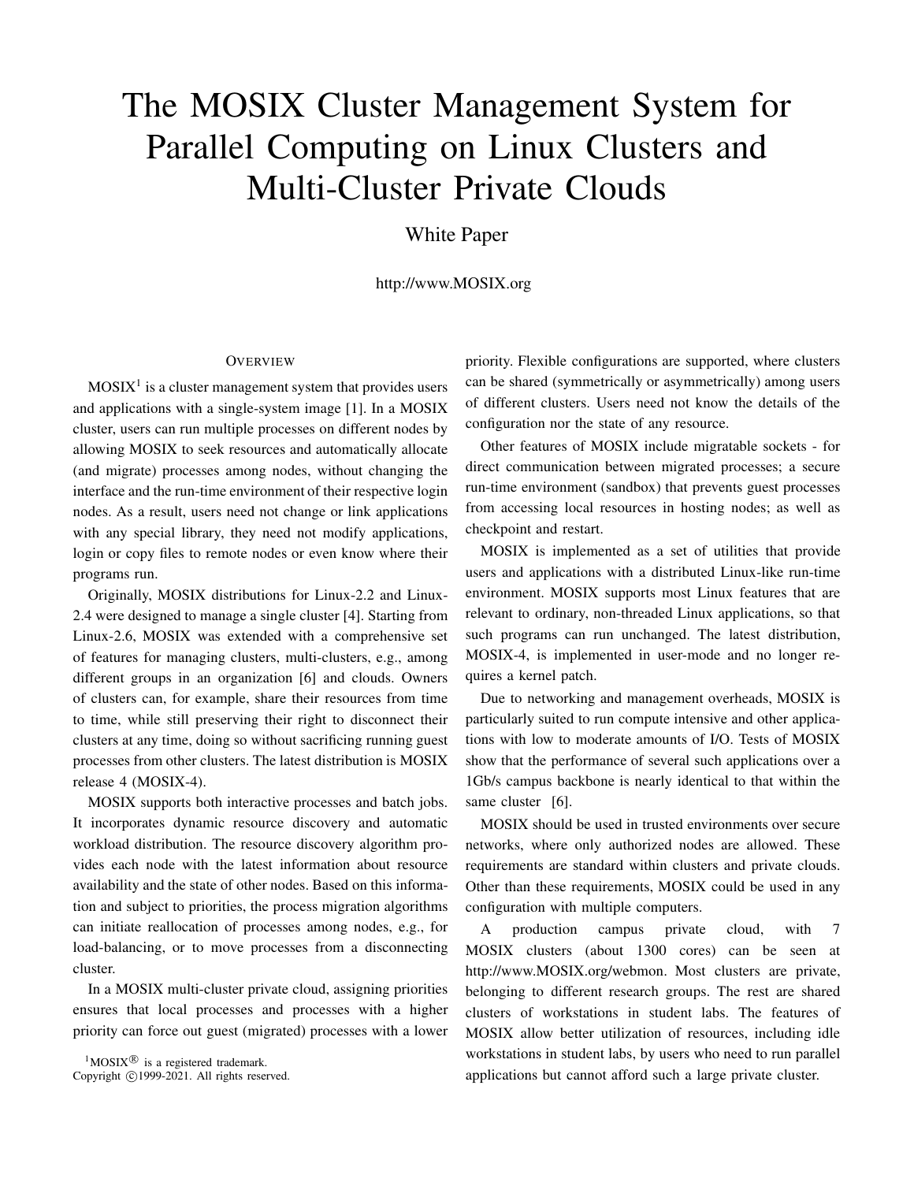# The MOSIX Cluster Management System for Parallel Computing on Linux Clusters and Multi-Cluster Private Clouds

White Paper

http://www.MOSIX.org

## Overview

MOSIX[1] is a cluster management system that provides users and applications with a single-system image [1]. In a MOSIX cluster, users can run multiple processes on different nodes by allowing MOSIX to seek resources and automatically allocate (and migrate) processes among nodes, without changing the interface and the run-time environment of their respective login nodes. As a result, users need not change or link applications with any special library, they need not modify applications, login or copy files to remote nodes or even know where their programs run.

Originally, MOSIX distributions for Linux-2.2 and Linux-2.4 were designed to manage a single cluster [4]. Starting from Linux-2.6, MOSIX was extended with a comprehensive set of features for managing clusters, multi-clusters, e.g., among different groups in an organization [6] and clouds. Owners of clusters can, for example, share their resources from time to time, while still preserving their right to disconnect their clusters at any time, doing so without sacrificing running guest processes from other clusters. The latest distribution is MOSIX release 4 (MOSIX-4).

MOSIX supports both interactive processes and batch jobs. It incorporates dynamic resource discovery and automatic workload distribution. The resource discovery algorithm provides each node with the latest information about resource availability and the state of other nodes. Based on this information and subject to priorities, the process migration algorithms can initiate reallocation of processes among nodes, e.g., for load-balancing, or to move processes from a disconnecting cluster.

In a MOSIX multi-cluster private cloud, assigning priorities ensures that local processes and processes with a higher priority can force out guest (migrated) processes with a lower priority. Flexible configurations are supported, where clusters can be shared (symmetrically or asymmetrically) among users of different clusters. Users need not know the details of the configuration nor the state of any resource.

Other features of MOSIX include migratable sockets - for direct communication between migrated processes; a secure run-time environment (sandbox) that prevents guest processes from accessing local resources in hosting nodes; as well as checkpoint and restart.

MOSIX is implemented as a set of utilities that provide users and applications with a distributed Linux-like run-time environment. MOSIX supports most Linux features that are relevant to ordinary, non-threaded Linux applications, so that such programs can run unchanged. The latest distribution, MOSIX-4, is implemented in user-mode and no longer requires a kernel patch.

Due to networking and management overheads, MOSIX is particularly suited to run compute intensive and other applications with low to moderate amounts of I/O. Tests of MOSIX show that the performance of several such applications over a 1Gb/s campus backbone is nearly identical to that within the same cluster [6].

MOSIX should be used in trusted environments over secure networks, where only authorized nodes are allowed. These requirements are standard within clusters and private clouds. Other than these requirements, MOSIX could be used in any configuration with multiple computers.

A production campus private cloud, with 7 MOSIX clusters (about 1300 cores) can be seen at http://www.MOSIX.org/webmon. Most clusters are private, belonging to different research groups. The rest are shared clusters of workstations in student labs. The features of MOSIX allow better utilization of resources, including idle workstations in student labs, by users who need to run parallel applications but cannot afford such a large private cluster.

[1] MOSIX® is a registered trademark.
Copyright ©1999-2021. All rights reserved.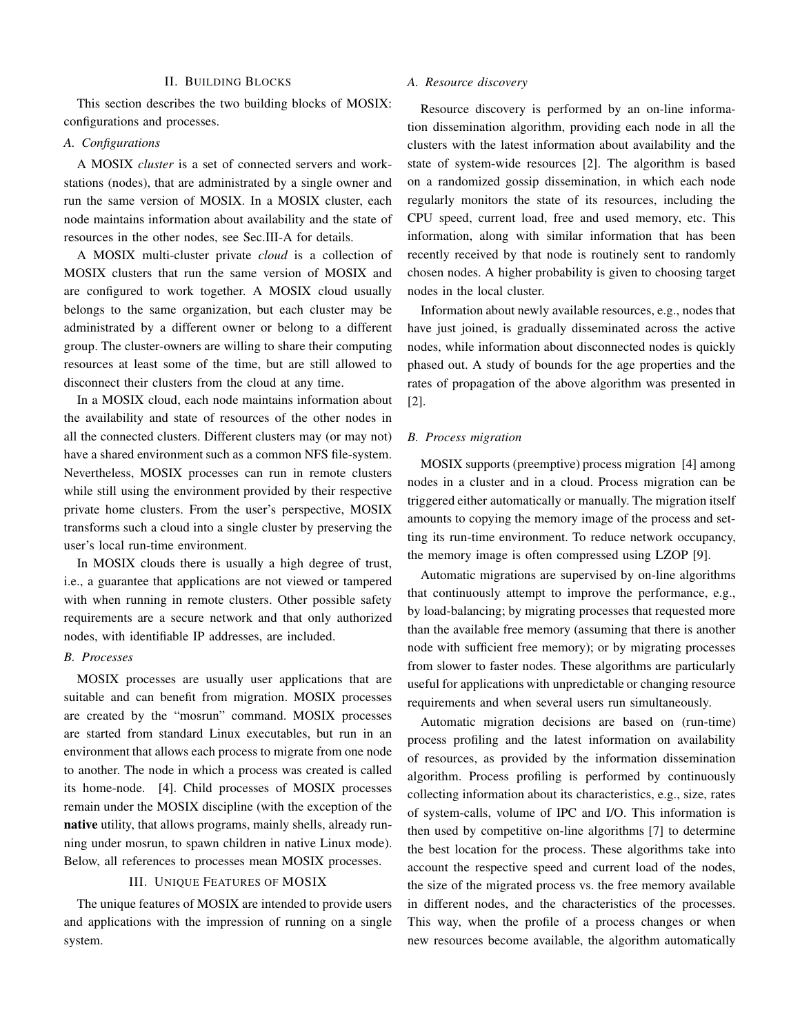## II. Building Blocks

This section describes the two building blocks of MOSIX: configurations and processes.

### A. Configurations

A MOSIX *cluster* is a set of connected servers and workstations (nodes), that are administrated by a single owner and run the same version of MOSIX. In a MOSIX cluster, each node maintains information about availability and the state of resources in the other nodes, see Sec.III-A for details.

A MOSIX multi-cluster private *cloud* is a collection of MOSIX clusters that run the same version of MOSIX and are configured to work together. A MOSIX cloud usually belongs to the same organization, but each cluster may be administrated by a different owner or belong to a different group. The cluster-owners are willing to share their computing resources at least some of the time, but are still allowed to disconnect their clusters from the cloud at any time.

In a MOSIX cloud, each node maintains information about the availability and state of resources of the other nodes in all the connected clusters. Different clusters may (or may not) have a shared environment such as a common NFS file-system. Nevertheless, MOSIX processes can run in remote clusters while still using the environment provided by their respective private home clusters. From the user's perspective, MOSIX transforms such a cloud into a single cluster by preserving the user's local run-time environment.

In MOSIX clouds there is usually a high degree of trust, i.e., a guarantee that applications are not viewed or tampered with when running in remote clusters. Other possible safety requirements are a secure network and that only authorized nodes, with identifiable IP addresses, are included.

### B. Processes

MOSIX processes are usually user applications that are suitable and can benefit from migration. MOSIX processes are created by the "mosrun" command. MOSIX processes are started from standard Linux executables, but run in an environment that allows each process to migrate from one node to another. The node in which a process was created is called its home-node. [4]. Child processes of MOSIX processes remain under the MOSIX discipline (with the exception of the **native** utility, that allows programs, mainly shells, already running under mosrun, to spawn children in native Linux mode). Below, all references to processes mean MOSIX processes.

## III. Unique Features of MOSIX

The unique features of MOSIX are intended to provide users and applications with the impression of running on a single system.

### A. Resource discovery

Resource discovery is performed by an on-line information dissemination algorithm, providing each node in all the clusters with the latest information about availability and the state of system-wide resources [2]. The algorithm is based on a randomized gossip dissemination, in which each node regularly monitors the state of its resources, including the CPU speed, current load, free and used memory, etc. This information, along with similar information that has been recently received by that node is routinely sent to randomly chosen nodes. A higher probability is given to choosing target nodes in the local cluster.

Information about newly available resources, e.g., nodes that have just joined, is gradually disseminated across the active nodes, while information about disconnected nodes is quickly phased out. A study of bounds for the age properties and the rates of propagation of the above algorithm was presented in [2].

### B. Process migration

MOSIX supports (preemptive) process migration [4] among nodes in a cluster and in a cloud. Process migration can be triggered either automatically or manually. The migration itself amounts to copying the memory image of the process and setting its run-time environment. To reduce network occupancy, the memory image is often compressed using LZOP [9].

Automatic migrations are supervised by on-line algorithms that continuously attempt to improve the performance, e.g., by load-balancing; by migrating processes that requested more than the available free memory (assuming that there is another node with sufficient free memory); or by migrating processes from slower to faster nodes. These algorithms are particularly useful for applications with unpredictable or changing resource requirements and when several users run simultaneously.

Automatic migration decisions are based on (run-time) process profiling and the latest information on availability of resources, as provided by the information dissemination algorithm. Process profiling is performed by continuously collecting information about its characteristics, e.g., size, rates of system-calls, volume of IPC and I/O. This information is then used by competitive on-line algorithms [7] to determine the best location for the process. These algorithms take into account the respective speed and current load of the nodes, the size of the migrated process vs. the free memory available in different nodes, and the characteristics of the processes. This way, when the profile of a process changes or when new resources become available, the algorithm automatically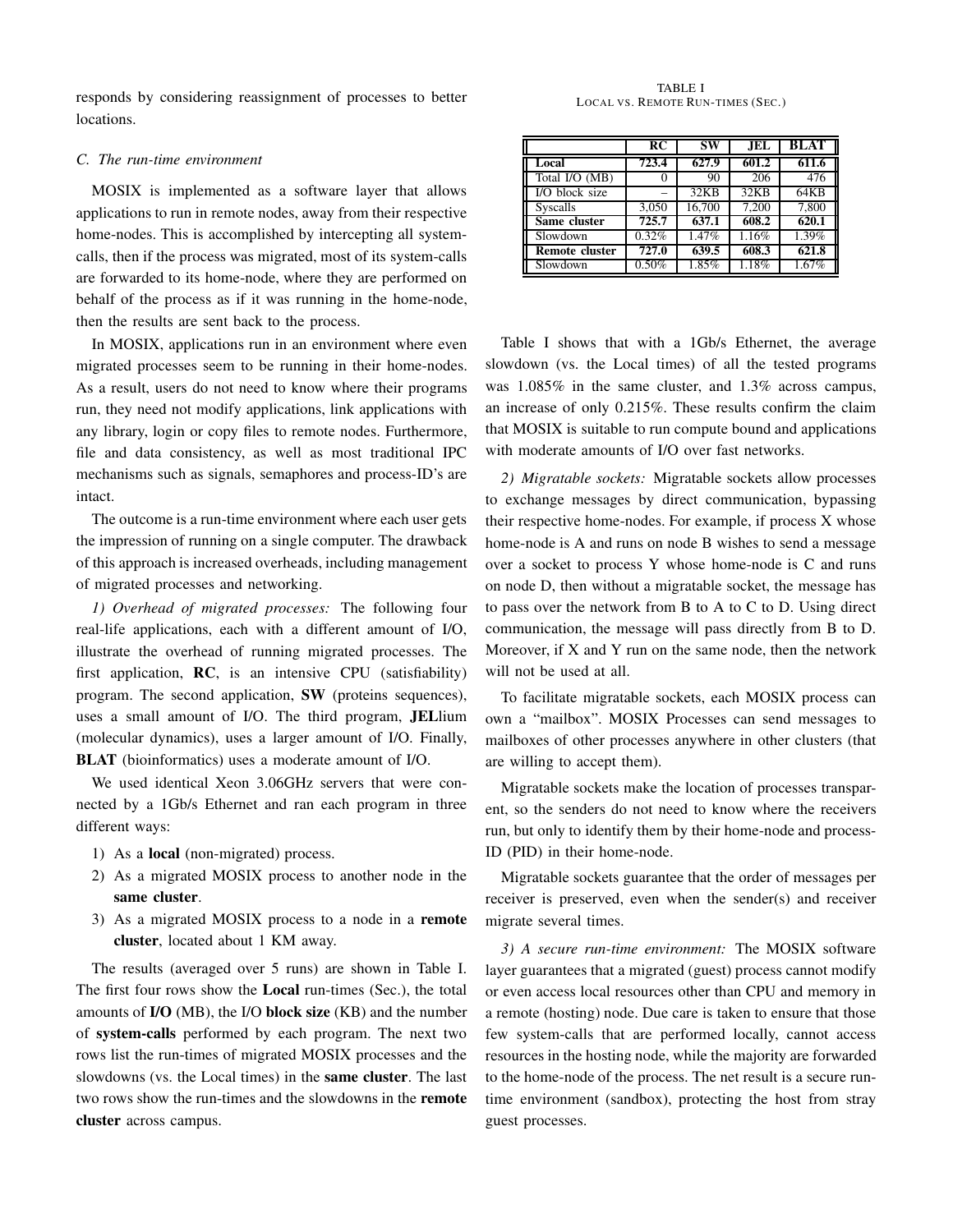responds by considering reassignment of processes to better locations.

### C. The run-time environment

MOSIX is implemented as a software layer that allows applications to run in remote nodes, away from their respective home-nodes. This is accomplished by intercepting all system-calls, then if the process was migrated, most of its system-calls are forwarded to its home-node, where they are performed on behalf of the process as if it was running in the home-node, then the results are sent back to the process.

In MOSIX, applications run in an environment where even migrated processes seem to be running in their home-nodes. As a result, users do not need to know where their programs run, they need not modify applications, link applications with any library, login or copy files to remote nodes. Furthermore, file and data consistency, as well as most traditional IPC mechanisms such as signals, semaphores and process-ID's are intact.

The outcome is a run-time environment where each user gets the impression of running on a single computer. The drawback of this approach is increased overheads, including management of migrated processes and networking.

*1) Overhead of migrated processes:* The following four real-life applications, each with a different amount of I/O, illustrate the overhead of running migrated processes. The first application, **RC**, is an intensive CPU (satisfiability) program. The second application, **SW** (proteins sequences), uses a small amount of I/O. The third program, **JEL**lium (molecular dynamics), uses a larger amount of I/O. Finally, **BLAT** (bioinformatics) uses a moderate amount of I/O.

We used identical Xeon 3.06GHz servers that were connected by a 1Gb/s Ethernet and ran each program in three different ways:

1) As a **local** (non-migrated) process.
2) As a migrated MOSIX process to another node in the **same cluster**.
3) As a migrated MOSIX process to a node in a **remote cluster**, located about 1 KM away.

The results (averaged over 5 runs) are shown in Table I. The first four rows show the **Local** run-times (Sec.), the total amounts of **I/O** (MB), the I/O **block size** (KB) and the number of **system-calls** performed by each program. The next two rows list the run-times of migrated MOSIX processes and the slowdowns (vs. the Local times) in the **same cluster**. The last two rows show the run-times and the slowdowns in the **remote cluster** across campus.

TABLE I
LOCAL VS. REMOTE RUN-TIMES (SEC.)

| | **RC** | **SW** | **JEL** | **BLAT** |
|---|---|---|---|---|
| **Local** | **723.4** | **627.9** | **601.2** | **611.6** |
| Total I/O (MB) | 0 | 90 | 206 | 476 |
| I/O block size | – | 32KB | 32KB | 64KB |
| Syscalls | 3,050 | 16,700 | 7,200 | 7,800 |
| **Same cluster** | **725.7** | **637.1** | **608.2** | **620.1** |
| Slowdown | 0.32% | 1.47% | 1.16% | 1.39% |
| **Remote cluster** | **727.0** | **639.5** | **608.3** | **621.8** |
| Slowdown | 0.50% | 1.85% | 1.18% | 1.67% |

Table I shows that with a 1Gb/s Ethernet, the average slowdown (vs. the Local times) of all the tested programs was 1.085% in the same cluster, and 1.3% across campus, an increase of only 0.215%. These results confirm the claim that MOSIX is suitable to run compute bound and applications with moderate amounts of I/O over fast networks.

*2) Migratable sockets:* Migratable sockets allow processes to exchange messages by direct communication, bypassing their respective home-nodes. For example, if process X whose home-node is A and runs on node B wishes to send a message over a socket to process Y whose home-node is C and runs on node D, then without a migratable socket, the message has to pass over the network from B to A to C to D. Using direct communication, the message will pass directly from B to D. Moreover, if X and Y run on the same node, then the network will not be used at all.

To facilitate migratable sockets, each MOSIX process can own a "mailbox". MOSIX Processes can send messages to mailboxes of other processes anywhere in other clusters (that are willing to accept them).

Migratable sockets make the location of processes transparent, so the senders do not need to know where the receivers run, but only to identify them by their home-node and process-ID (PID) in their home-node.

Migratable sockets guarantee that the order of messages per receiver is preserved, even when the sender(s) and receiver migrate several times.

*3) A secure run-time environment:* The MOSIX software layer guarantees that a migrated (guest) process cannot modify or even access local resources other than CPU and memory in a remote (hosting) node. Due care is taken to ensure that those few system-calls that are performed locally, cannot access resources in the hosting node, while the majority are forwarded to the home-node of the process. The net result is a secure run-time environment (sandbox), protecting the host from stray guest processes.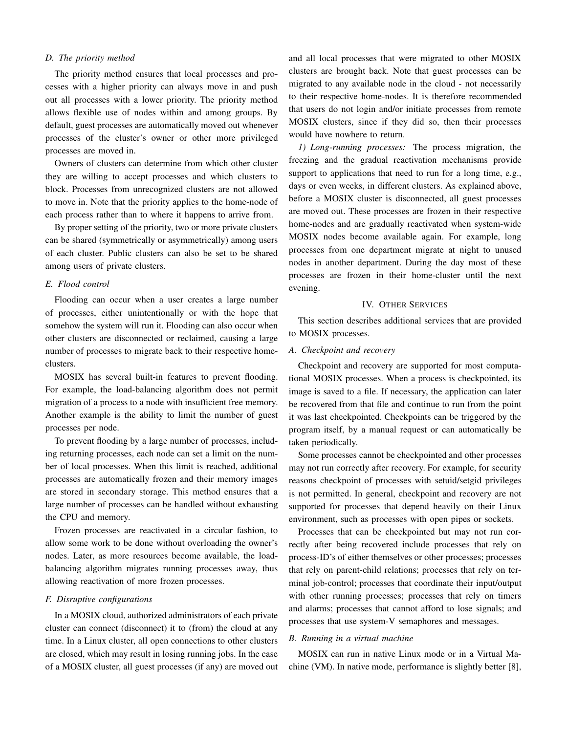### D. The priority method

The priority method ensures that local processes and processes with a higher priority can always move in and push out all processes with a lower priority. The priority method allows flexible use of nodes within and among groups. By default, guest processes are automatically moved out whenever processes of the cluster's owner or other more privileged processes are moved in.

Owners of clusters can determine from which other cluster they are willing to accept processes and which clusters to block. Processes from unrecognized clusters are not allowed to move in. Note that the priority applies to the home-node of each process rather than to where it happens to arrive from.

By proper setting of the priority, two or more private clusters can be shared (symmetrically or asymmetrically) among users of each cluster. Public clusters can also be set to be shared among users of private clusters.

### E. Flood control

Flooding can occur when a user creates a large number of processes, either unintentionally or with the hope that somehow the system will run it. Flooding can also occur when other clusters are disconnected or reclaimed, causing a large number of processes to migrate back to their respective home-clusters.

MOSIX has several built-in features to prevent flooding. For example, the load-balancing algorithm does not permit migration of a process to a node with insufficient free memory. Another example is the ability to limit the number of guest processes per node.

To prevent flooding by a large number of processes, including returning processes, each node can set a limit on the number of local processes. When this limit is reached, additional processes are automatically frozen and their memory images are stored in secondary storage. This method ensures that a large number of processes can be handled without exhausting the CPU and memory.

Frozen processes are reactivated in a circular fashion, to allow some work to be done without overloading the owner's nodes. Later, as more resources become available, the load-balancing algorithm migrates running processes away, thus allowing reactivation of more frozen processes.

### F. Disruptive configurations

In a MOSIX cloud, authorized administrators of each private cluster can connect (disconnect) it to (from) the cloud at any time. In a Linux cluster, all open connections to other clusters are closed, which may result in losing running jobs. In the case of a MOSIX cluster, all guest processes (if any) are moved out and all local processes that were migrated to other MOSIX clusters are brought back. Note that guest processes can be migrated to any available node in the cloud - not necessarily to their respective home-nodes. It is therefore recommended that users do not login and/or initiate processes from remote MOSIX clusters, since if they did so, then their processes would have nowhere to return.

*1) Long-running processes:* The process migration, the freezing and the gradual reactivation mechanisms provide support to applications that need to run for a long time, e.g., days or even weeks, in different clusters. As explained above, before a MOSIX cluster is disconnected, all guest processes are moved out. These processes are frozen in their respective home-nodes and are gradually reactivated when system-wide MOSIX nodes become available again. For example, long processes from one department migrate at night to unused nodes in another department. During the day most of these processes are frozen in their home-cluster until the next evening.

## IV. Other Services

This section describes additional services that are provided to MOSIX processes.

### A. Checkpoint and recovery

Checkpoint and recovery are supported for most computational MOSIX processes. When a process is checkpointed, its image is saved to a file. If necessary, the application can later be recovered from that file and continue to run from the point it was last checkpointed. Checkpoints can be triggered by the program itself, by a manual request or can automatically be taken periodically.

Some processes cannot be checkpointed and other processes may not run correctly after recovery. For example, for security reasons checkpoint of processes with setuid/setgid privileges is not permitted. In general, checkpoint and recovery are not supported for processes that depend heavily on their Linux environment, such as processes with open pipes or sockets.

Processes that can be checkpointed but may not run correctly after being recovered include processes that rely on process-ID's of either themselves or other processes; processes that rely on parent-child relations; processes that rely on terminal job-control; processes that coordinate their input/output with other running processes; processes that rely on timers and alarms; processes that cannot afford to lose signals; and processes that use system-V semaphores and messages.

### B. Running in a virtual machine

MOSIX can run in native Linux mode or in a Virtual Machine (VM). In native mode, performance is slightly better [8],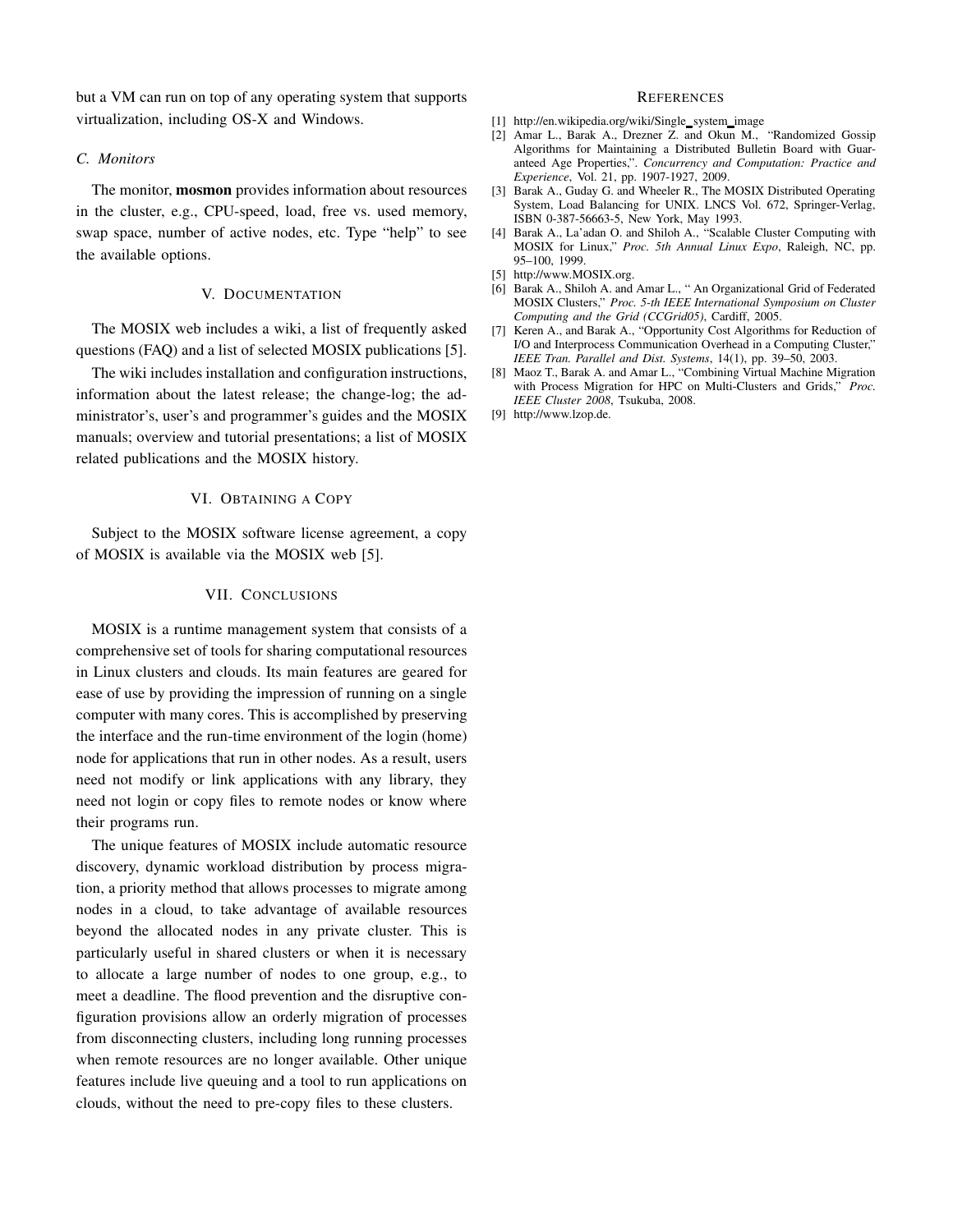but a VM can run on top of any operating system that supports virtualization, including OS-X and Windows.

### C. Monitors

The monitor, **mosmon** provides information about resources in the cluster, e.g., CPU-speed, load, free vs. used memory, swap space, number of active nodes, etc. Type "help" to see the available options.

## V. Documentation

The MOSIX web includes a wiki, a list of frequently asked questions (FAQ) and a list of selected MOSIX publications [5].

The wiki includes installation and configuration instructions, information about the latest release; the change-log; the administrator's, user's and programmer's guides and the MOSIX manuals; overview and tutorial presentations; a list of MOSIX related publications and the MOSIX history.

## VI. Obtaining a Copy

Subject to the MOSIX software license agreement, a copy of MOSIX is available via the MOSIX web [5].

## VII. Conclusions

MOSIX is a runtime management system that consists of a comprehensive set of tools for sharing computational resources in Linux clusters and clouds. Its main features are geared for ease of use by providing the impression of running on a single computer with many cores. This is accomplished by preserving the interface and the run-time environment of the login (home) node for applications that run in other nodes. As a result, users need not modify or link applications with any library, they need not login or copy files to remote nodes or know where their programs run.

The unique features of MOSIX include automatic resource discovery, dynamic workload distribution by process migration, a priority method that allows processes to migrate among nodes in a cloud, to take advantage of available resources beyond the allocated nodes in any private cluster. This is particularly useful in shared clusters or when it is necessary to allocate a large number of nodes to one group, e.g., to meet a deadline. The flood prevention and the disruptive configuration provisions allow an orderly migration of processes from disconnecting clusters, including long running processes when remote resources are no longer available. Other unique features include live queuing and a tool to run applications on clouds, without the need to pre-copy files to these clusters.

## References

[1] http://en.wikipedia.org/wiki/Single_system_image

[2] Amar L., Barak A., Drezner Z. and Okun M., "Randomized Gossip Algorithms for Maintaining a Distributed Bulletin Board with Guaranteed Age Properties,". *Concurrency and Computation: Practice and Experience*, Vol. 21, pp. 1907-1927, 2009.

[3] Barak A., Guday G. and Wheeler R., The MOSIX Distributed Operating System, Load Balancing for UNIX. LNCS Vol. 672, Springer-Verlag, ISBN 0-387-56663-5, New York, May 1993.

[4] Barak A., La'adan O. and Shiloh A., "Scalable Cluster Computing with MOSIX for Linux," *Proc. 5th Annual Linux Expo*, Raleigh, NC, pp. 95–100, 1999.

[5] http://www.MOSIX.org.

[6] Barak A., Shiloh A. and Amar L., " An Organizational Grid of Federated MOSIX Clusters," *Proc. 5-th IEEE International Symposium on Cluster Computing and the Grid (CCGrid05)*, Cardiff, 2005.

[7] Keren A., and Barak A., "Opportunity Cost Algorithms for Reduction of I/O and Interprocess Communication Overhead in a Computing Cluster," *IEEE Tran. Parallel and Dist. Systems*, 14(1), pp. 39–50, 2003.

[8] Maoz T., Barak A. and Amar L., "Combining Virtual Machine Migration with Process Migration for HPC on Multi-Clusters and Grids," *Proc. IEEE Cluster 2008*, Tsukuba, 2008.

[9] http://www.lzop.de.